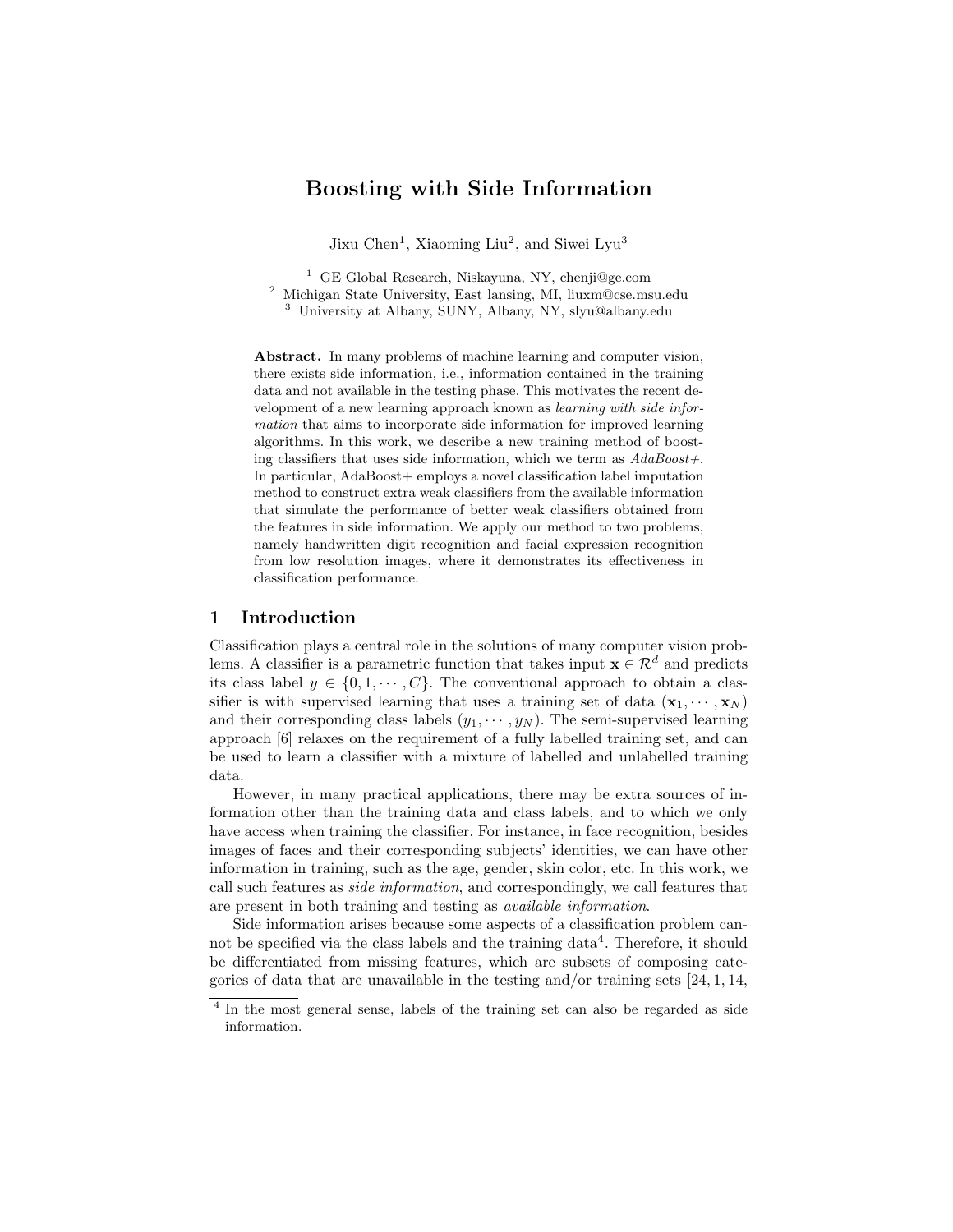# Boosting with Side Information

Jixu Chen[1], Xiaoming Liu[2], and Siwei Lyu[3]

[1] GE Global Research, Niskayuna, NY, chenji@ge.com
[2] Michigan State University, East lansing, MI, liuxm@cse.msu.edu
[3] University at Albany, SUNY, Albany, NY, slyu@albany.edu

**Abstract.** In many problems of machine learning and computer vision, there exists side information, i.e., information contained in the training data and not available in the testing phase. This motivates the recent development of a new learning approach known as *learning with side information* that aims to incorporate side information for improved learning algorithms. In this work, we describe a new training method of boosting classifiers that uses side information, which we term as *AdaBoost+*. In particular, AdaBoost+ employs a novel classification label imputation method to construct extra weak classifiers from the available information that simulate the performance of better weak classifiers obtained from the features in side information. We apply our method to two problems, namely handwritten digit recognition and facial expression recognition from low resolution images, where it demonstrates its effectiveness in classification performance.

## 1 Introduction

Classification plays a central role in the solutions of many computer vision problems. A classifier is a parametric function that takes input $\mathbf{x} \in \mathcal{R}^d$ and predicts its class label $y \in \{0, 1, \cdots, C\}$. The conventional approach to obtain a classifier is with supervised learning that uses a training set of data $(\mathbf{x}_1, \cdots, \mathbf{x}_N)$ and their corresponding class labels $(y_1, \cdots, y_N)$. The semi-supervised learning approach [6] relaxes on the requirement of a fully labelled training set, and can be used to learn a classifier with a mixture of labelled and unlabelled training data.

However, in many practical applications, there may be extra sources of information other than the training data and class labels, and to which we only have access when training the classifier. For instance, in face recognition, besides images of faces and their corresponding subjects' identities, we can have other information in training, such as the age, gender, skin color, etc. In this work, we call such features as *side information*, and correspondingly, we call features that are present in both training and testing as *available information*.

Side information arises because some aspects of a classification problem cannot be specified via the class labels and the training data[4]. Therefore, it should be differentiated from missing features, which are subsets of composing categories of data that are unavailable in the testing and/or training sets [24, 1, 14,

[4] In the most general sense, labels of the training set can also be regarded as side information.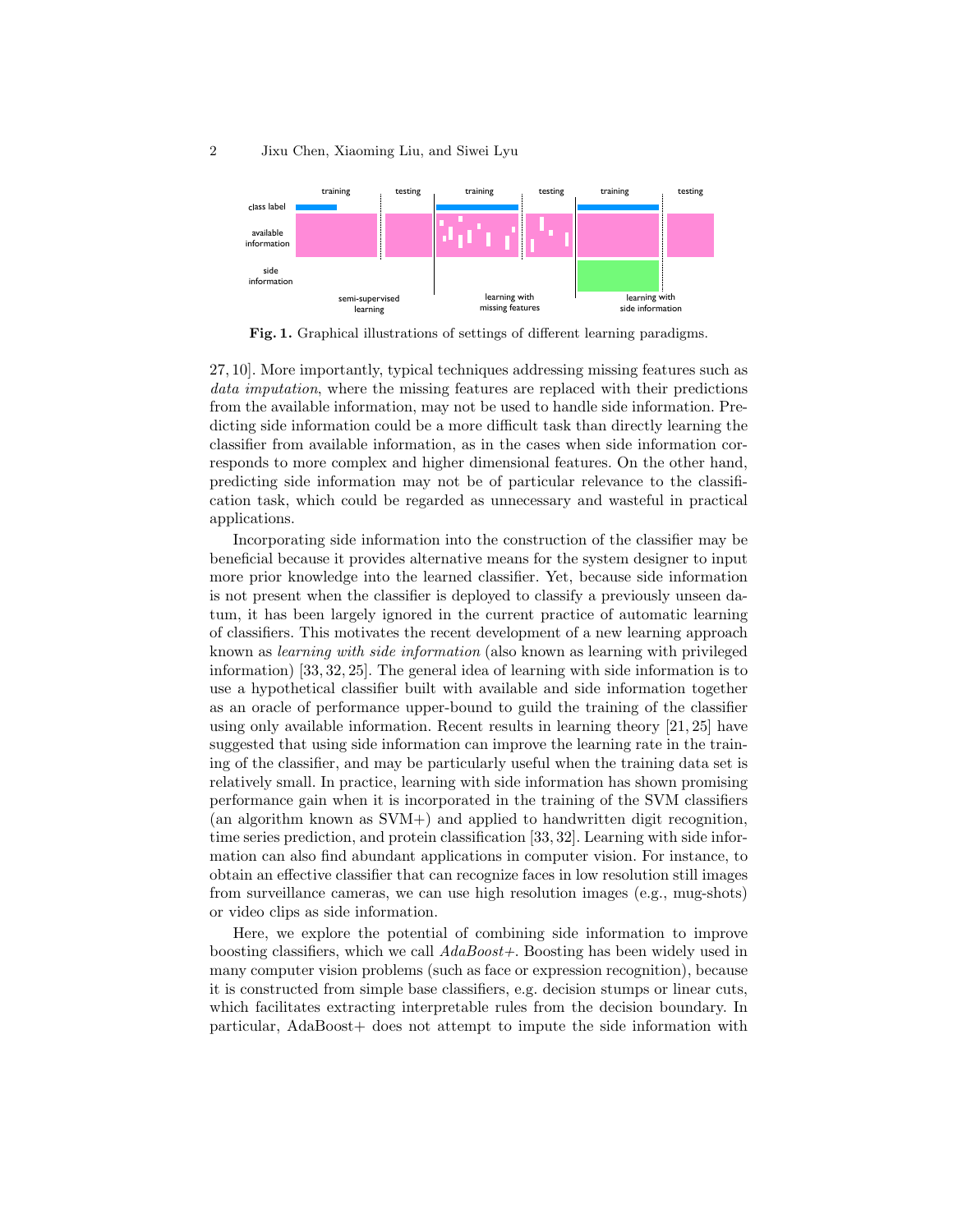Fig. 1. Graphical illustrations of settings of different learning paradigms.

27, 10]. More importantly, typical techniques addressing missing features such as *data imputation*, where the missing features are replaced with their predictions from the available information, may not be used to handle side information. Predicting side information could be a more difficult task than directly learning the classifier from available information, as in the cases when side information corresponds to more complex and higher dimensional features. On the other hand, predicting side information may not be of particular relevance to the classification task, which could be regarded as unnecessary and wasteful in practical applications.

Incorporating side information into the construction of the classifier may be beneficial because it provides alternative means for the system designer to input more prior knowledge into the learned classifier. Yet, because side information is not present when the classifier is deployed to classify a previously unseen datum, it has been largely ignored in the current practice of automatic learning of classifiers. This motivates the recent development of a new learning approach known as *learning with side information* (also known as learning with privileged information) [33, 32, 25]. The general idea of learning with side information is to use a hypothetical classifier built with available and side information together as an oracle of performance upper-bound to guild the training of the classifier using only available information. Recent results in learning theory [21, 25] have suggested that using side information can improve the learning rate in the training of the classifier, and may be particularly useful when the training data set is relatively small. In practice, learning with side information has shown promising performance gain when it is incorporated in the training of the SVM classifiers (an algorithm known as SVM+) and applied to handwritten digit recognition, time series prediction, and protein classification [33, 32]. Learning with side information can also find abundant applications in computer vision. For instance, to obtain an effective classifier that can recognize faces in low resolution still images from surveillance cameras, we can use high resolution images (e.g., mug-shots) or video clips as side information.

Here, we explore the potential of combining side information to improve boosting classifiers, which we call *AdaBoost+*. Boosting has been widely used in many computer vision problems (such as face or expression recognition), because it is constructed from simple base classifiers, e.g. decision stumps or linear cuts, which facilitates extracting interpretable rules from the decision boundary. In particular, AdaBoost+ does not attempt to impute the side information with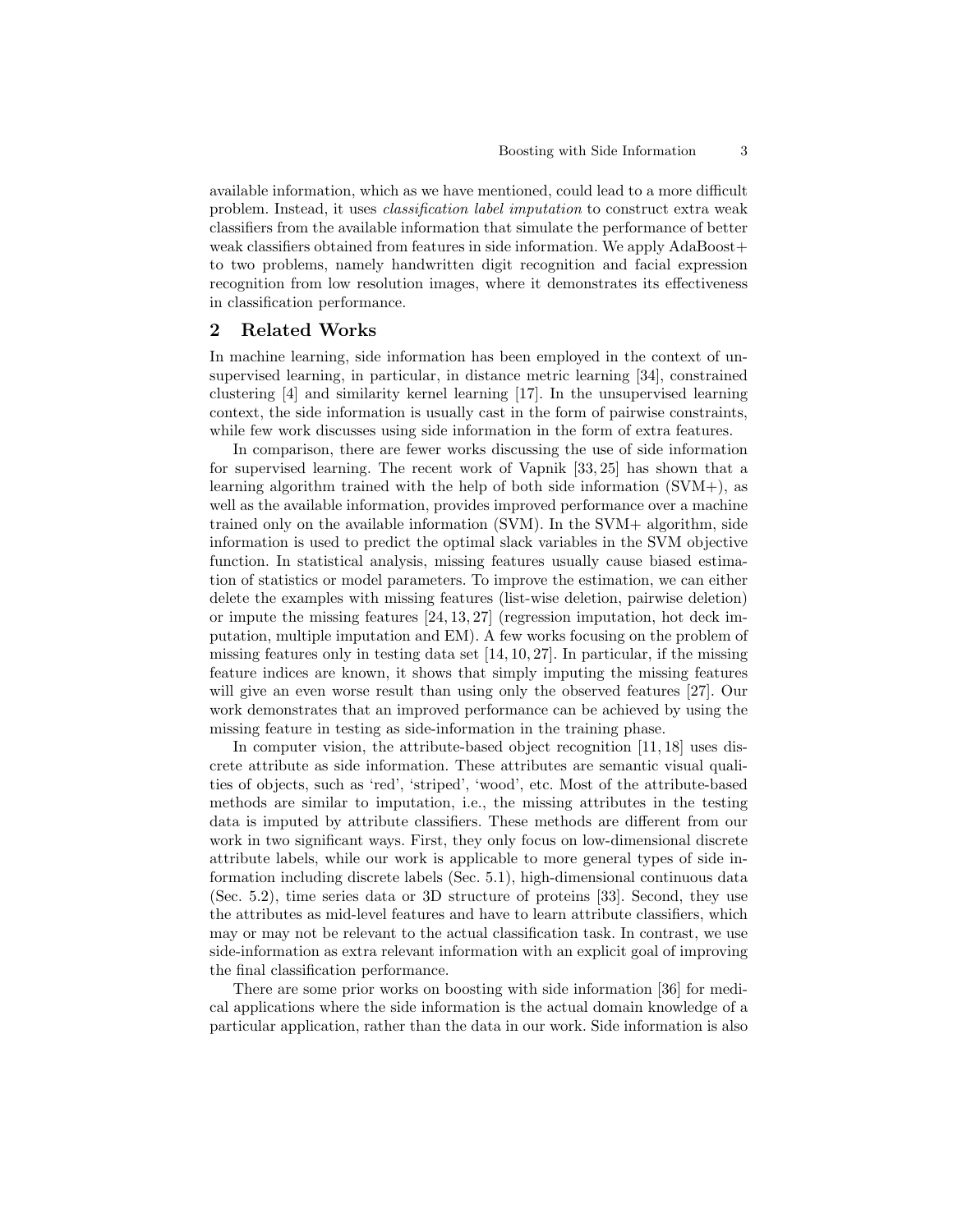available information, which as we have mentioned, could lead to a more difficult problem. Instead, it uses *classification label imputation* to construct extra weak classifiers from the available information that simulate the performance of better weak classifiers obtained from features in side information. We apply AdaBoost+ to two problems, namely handwritten digit recognition and facial expression recognition from low resolution images, where it demonstrates its effectiveness in classification performance.

## 2 Related Works

In machine learning, side information has been employed in the context of unsupervised learning, in particular, in distance metric learning [34], constrained clustering [4] and similarity kernel learning [17]. In the unsupervised learning context, the side information is usually cast in the form of pairwise constraints, while few work discusses using side information in the form of extra features.

In comparison, there are fewer works discussing the use of side information for supervised learning. The recent work of Vapnik [33, 25] has shown that a learning algorithm trained with the help of both side information (SVM+), as well as the available information, provides improved performance over a machine trained only on the available information (SVM). In the SVM+ algorithm, side information is used to predict the optimal slack variables in the SVM objective function. In statistical analysis, missing features usually cause biased estimation of statistics or model parameters. To improve the estimation, we can either delete the examples with missing features (list-wise deletion, pairwise deletion) or impute the missing features [24, 13, 27] (regression imputation, hot deck imputation, multiple imputation and EM). A few works focusing on the problem of missing features only in testing data set [14, 10, 27]. In particular, if the missing feature indices are known, it shows that simply imputing the missing features will give an even worse result than using only the observed features [27]. Our work demonstrates that an improved performance can be achieved by using the missing feature in testing as side-information in the training phase.

In computer vision, the attribute-based object recognition [11, 18] uses discrete attribute as side information. These attributes are semantic visual qualities of objects, such as 'red', 'striped', 'wood', etc. Most of the attribute-based methods are similar to imputation, i.e., the missing attributes in the testing data is imputed by attribute classifiers. These methods are different from our work in two significant ways. First, they only focus on low-dimensional discrete attribute labels, while our work is applicable to more general types of side information including discrete labels (Sec. 5.1), high-dimensional continuous data (Sec. 5.2), time series data or 3D structure of proteins [33]. Second, they use the attributes as mid-level features and have to learn attribute classifiers, which may or may not be relevant to the actual classification task. In contrast, we use side-information as extra relevant information with an explicit goal of improving the final classification performance.

There are some prior works on boosting with side information [36] for medical applications where the side information is the actual domain knowledge of a particular application, rather than the data in our work. Side information is also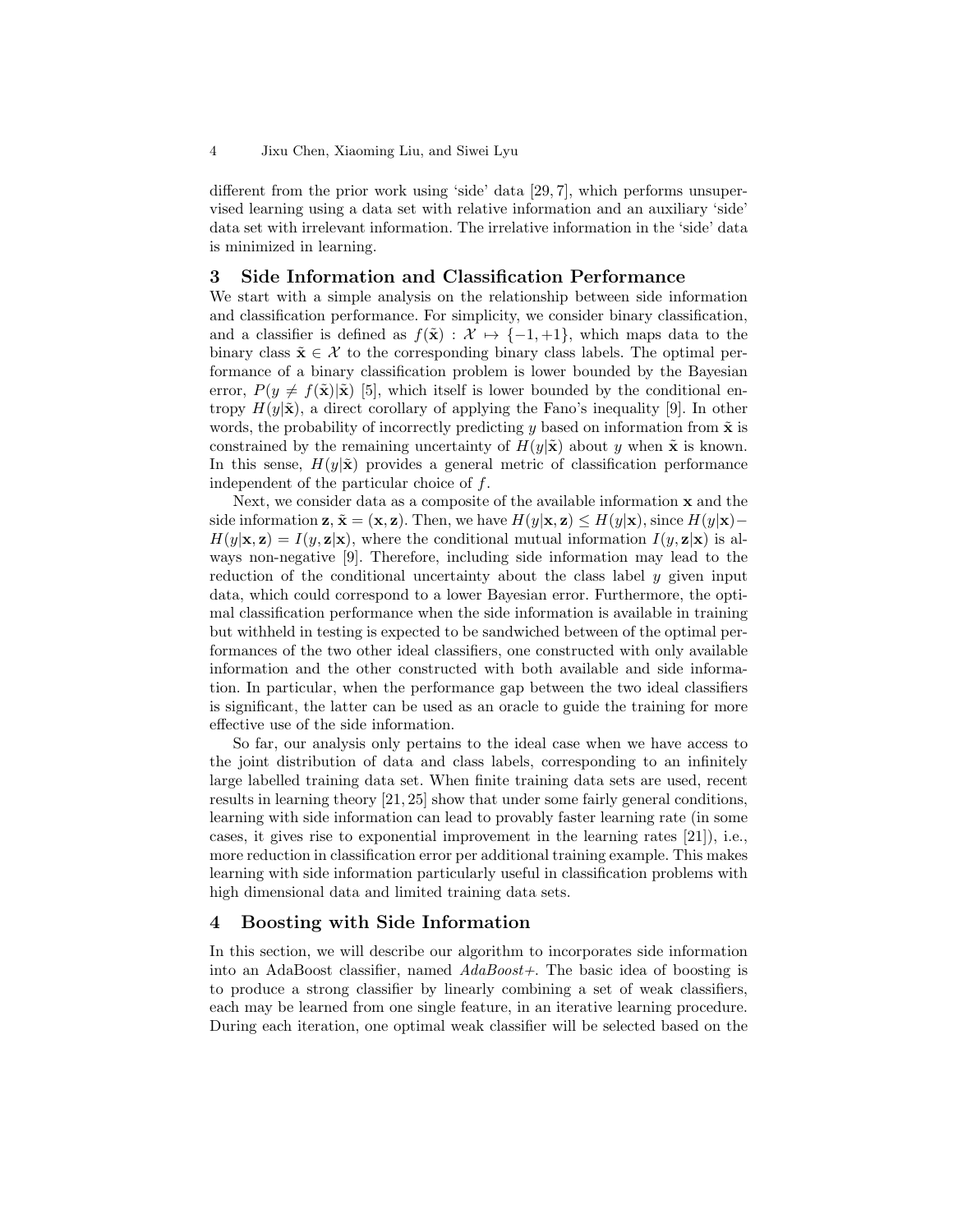different from the prior work using 'side' data [29, 7], which performs unsupervised learning using a data set with relative information and an auxiliary 'side' data set with irrelevant information. The irrelative information in the 'side' data is minimized in learning.

## 3 Side Information and Classification Performance

We start with a simple analysis on the relationship between side information and classification performance. For simplicity, we consider binary classification, and a classifier is defined as $f(\tilde{\mathbf{x}}) : \mathcal{X} \mapsto \{-1, +1\}$, which maps data to the binary class $\tilde{\mathbf{x}} \in \mathcal{X}$ to the corresponding binary class labels. The optimal performance of a binary classification problem is lower bounded by the Bayesian error, $P(y \neq f(\tilde{\mathbf{x}})|\tilde{\mathbf{x}})$ [5], which itself is lower bounded by the conditional entropy $H(y|\tilde{\mathbf{x}})$, a direct corollary of applying the Fano's inequality [9]. In other words, the probability of incorrectly predicting $y$ based on information from $\tilde{\mathbf{x}}$ is constrained by the remaining uncertainty of $H(y|\tilde{\mathbf{x}})$ about $y$ when $\tilde{\mathbf{x}}$ is known. In this sense, $H(y|\tilde{\mathbf{x}})$ provides a general metric of classification performance independent of the particular choice of $f$.

Next, we consider data as a composite of the available information $\mathbf{x}$ and the side information $\mathbf{z}$, $\tilde{\mathbf{x}} = (\mathbf{x}, \mathbf{z})$. Then, we have $H(y|\mathbf{x}, \mathbf{z}) \leq H(y|\mathbf{x})$, since $H(y|\mathbf{x}) - H(y|\mathbf{x}, \mathbf{z}) = I(y, \mathbf{z}|\mathbf{x})$, where the conditional mutual information $I(y, \mathbf{z}|\mathbf{x})$ is always non-negative [9]. Therefore, including side information may lead to the reduction of the conditional uncertainty about the class label $y$ given input data, which could correspond to a lower Bayesian error. Furthermore, the optimal classification performance when the side information is available in training but withheld in testing is expected to be sandwiched between of the optimal performances of the two other ideal classifiers, one constructed with only available information and the other constructed with both available and side information. In particular, when the performance gap between the two ideal classifiers is significant, the latter can be used as an oracle to guide the training for more effective use of the side information.

So far, our analysis only pertains to the ideal case when we have access to the joint distribution of data and class labels, corresponding to an infinitely large labelled training data set. When finite training data sets are used, recent results in learning theory [21, 25] show that under some fairly general conditions, learning with side information can lead to provably faster learning rate (in some cases, it gives rise to exponential improvement in the learning rates [21]), i.e., more reduction in classification error per additional training example. This makes learning with side information particularly useful in classification problems with high dimensional data and limited training data sets.

## 4 Boosting with Side Information

In this section, we will describe our algorithm to incorporates side information into an AdaBoost classifier, named *AdaBoost+*. The basic idea of boosting is to produce a strong classifier by linearly combining a set of weak classifiers, each may be learned from one single feature, in an iterative learning procedure. During each iteration, one optimal weak classifier will be selected based on the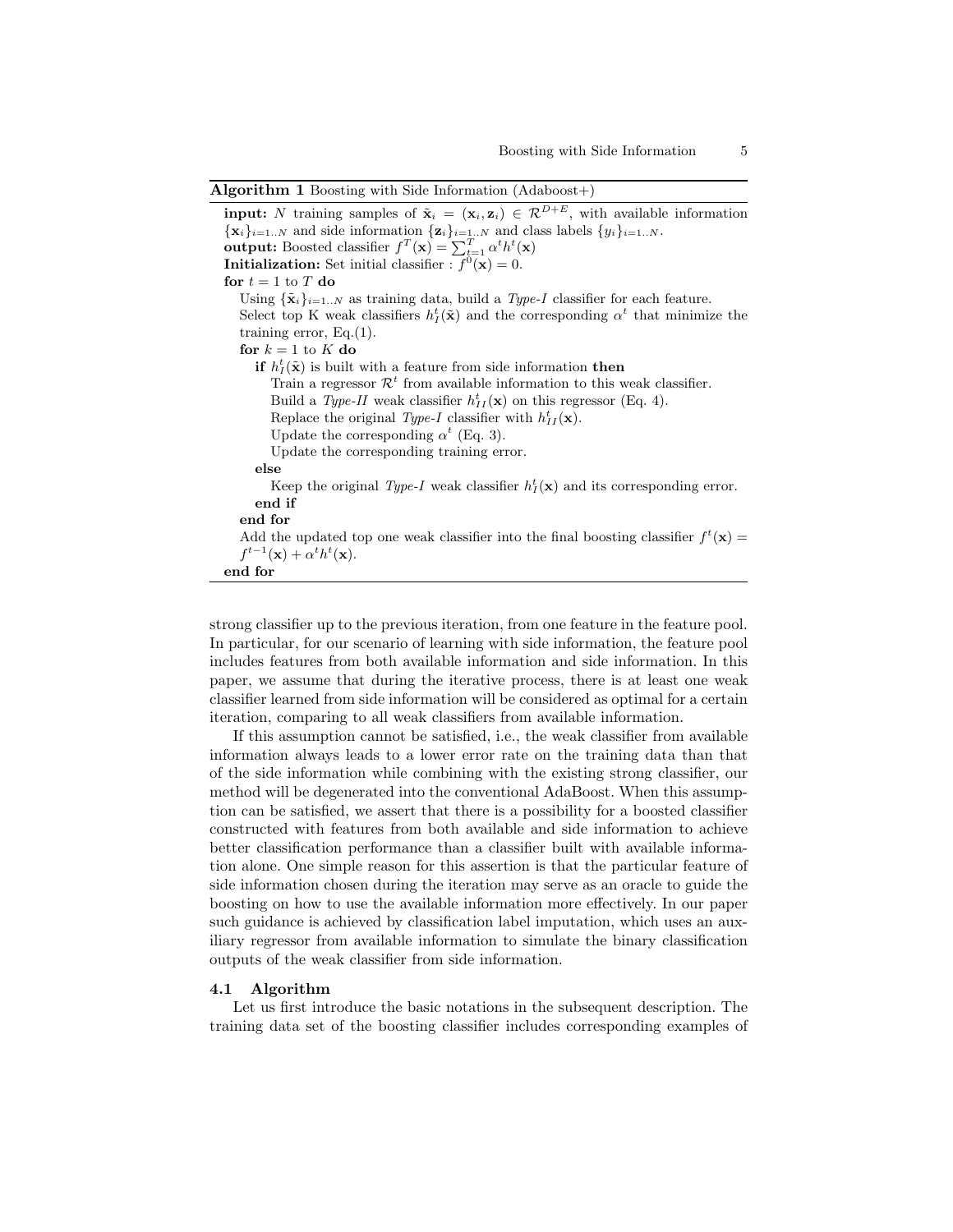**Algorithm 1** Boosting with Side Information (Adaboost+)

---

**input:** $N$ training samples of $\tilde{\mathbf{x}}_i = (\mathbf{x}_i, \mathbf{z}_i) \in \mathcal{R}^{D+E}$, with available information $\{\mathbf{x}_i\}_{i=1..N}$ and side information $\{\mathbf{z}_i\}_{i=1..N}$ and class labels $\{y_i\}_{i=1..N}$.
**output:** Boosted classifier $f^T(\mathbf{x}) = \sum_{t=1}^{T} \alpha^t h^t(\mathbf{x})$
**Initialization:** Set initial classifier : $f^0(\mathbf{x}) = 0$.
**for** $t = 1$ to $T$ **do**
  Using $\{\tilde{\mathbf{x}}_i\}_{i=1..N}$ as training data, build a *Type-I* classifier for each feature.
  Select top K weak classifiers $h_I^t(\tilde{\mathbf{x}})$ and the corresponding $\alpha^t$ that minimize the training error, Eq.(1).
  **for** $k = 1$ to $K$ **do**
    **if** $h_I^t(\tilde{\mathbf{x}})$ is built with a feature from side information **then**
      Train a regressor $\mathcal{R}^t$ from available information to this weak classifier.
      Build a *Type-II* weak classifier $h_{II}^t(\mathbf{x})$ on this regressor (Eq. 4).
      Replace the original *Type-I* classifier with $h_{II}^t(\mathbf{x})$.
      Update the corresponding $\alpha^t$ (Eq. 3).
      Update the corresponding training error.
    **else**
      Keep the original *Type-I* weak classifier $h_I^t(\mathbf{x})$ and its corresponding error.
    **end if**
  **end for**
  Add the updated top one weak classifier into the final boosting classifier $f^t(\mathbf{x}) = f^{t-1}(\mathbf{x}) + \alpha^t h^t(\mathbf{x})$.
**end for**

---

strong classifier up to the previous iteration, from one feature in the feature pool. In particular, for our scenario of learning with side information, the feature pool includes features from both available information and side information. In this paper, we assume that during the iterative process, there is at least one weak classifier learned from side information will be considered as optimal for a certain iteration, comparing to all weak classifiers from available information.

If this assumption cannot be satisfied, i.e., the weak classifier from available information always leads to a lower error rate on the training data than that of the side information while combining with the existing strong classifier, our method will be degenerated into the conventional AdaBoost. When this assumption can be satisfied, we assert that there is a possibility for a boosted classifier constructed with features from both available and side information to achieve better classification performance than a classifier built with available information alone. One simple reason for this assertion is that the particular feature of side information chosen during the iteration may serve as an oracle to guide the boosting on how to use the available information more effectively. In our paper such guidance is achieved by classification label imputation, which uses an auxiliary regressor from available information to simulate the binary classification outputs of the weak classifier from side information.

### 4.1 Algorithm

Let us first introduce the basic notations in the subsequent description. The training data set of the boosting classifier includes corresponding examples of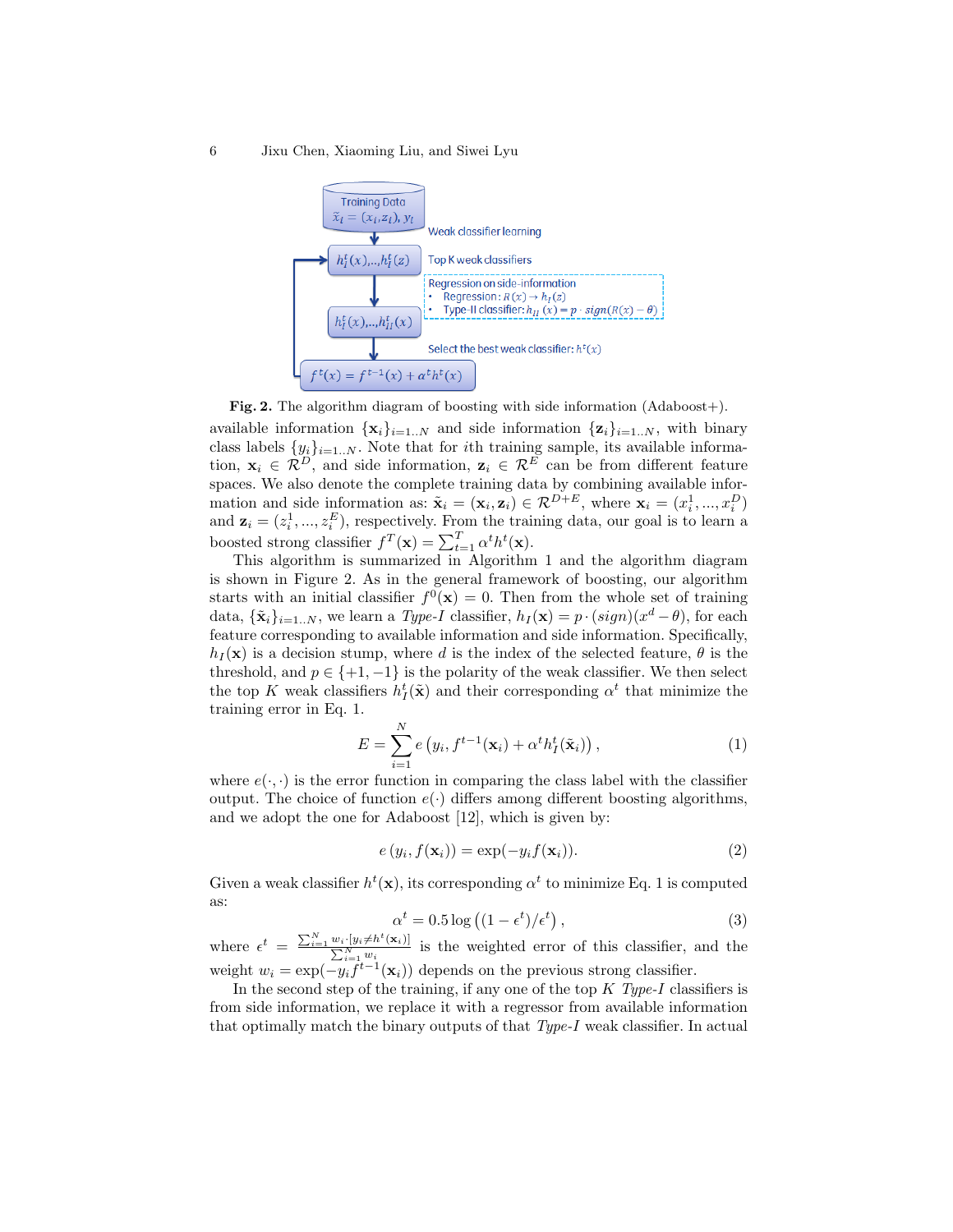**Fig. 2.** The algorithm diagram of boosting with side information (Adaboost+).

available information $\{\mathbf{x}_i\}_{i=1..N}$ and side information $\{\mathbf{z}_i\}_{i=1..N}$, with binary class labels $\{y_i\}_{i=1..N}$. Note that for $i$th training sample, its available information, $\mathbf{x}_i \in \mathcal{R}^D$, and side information, $\mathbf{z}_i \in \mathcal{R}^E$ can be from different feature spaces. We also denote the complete training data by combining available information and side information as: $\tilde{\mathbf{x}}_i = (\mathbf{x}_i, \mathbf{z}_i) \in \mathcal{R}^{D+E}$, where $\mathbf{x}_i = (x_i^1, ..., x_i^D)$ and $\mathbf{z}_i = (z_i^1, ..., z_i^E)$, respectively. From the training data, our goal is to learn a boosted strong classifier $f^T(\mathbf{x}) = \sum_{t=1}^{T} \alpha^t h^t(\mathbf{x})$.

This algorithm is summarized in Algorithm 1 and the algorithm diagram is shown in Figure 2. As in the general framework of boosting, our algorithm starts with an initial classifier $f^0(\mathbf{x}) = 0$. Then from the whole set of training data, $\{\tilde{\mathbf{x}}_i\}_{i=1..N}$, we learn a *Type-I* classifier, $h_I(\mathbf{x}) = p \cdot (sign)(x^d - \theta)$, for each feature corresponding to available information and side information. Specifically, $h_I(\mathbf{x})$ is a decision stump, where $d$ is the index of the selected feature, $\theta$ is the threshold, and $p \in \{+1, -1\}$ is the polarity of the weak classifier. We then select the top $K$ weak classifiers $h_I^t(\tilde{\mathbf{x}})$ and their corresponding $\alpha^t$ that minimize the training error in Eq. 1.

$$E = \sum_{i=1}^{N} e\left(y_i, f^{t-1}(\mathbf{x}_i) + \alpha^t h_I^t(\tilde{\mathbf{x}}_i)\right), \tag{1}$$

where $e(\cdot, \cdot)$ is the error function in comparing the class label with the classifier output. The choice of function $e(\cdot)$ differs among different boosting algorithms, and we adopt the one for Adaboost [12], which is given by:

$$e\left(y_i, f(\mathbf{x}_i)\right) = \exp(-y_i f(\mathbf{x}_i)). \tag{2}$$

Given a weak classifier $h^t(\mathbf{x})$, its corresponding $\alpha^t$ to minimize Eq. 1 is computed as:

$$\alpha^t = 0.5 \log\left((1 - \epsilon^t)/\epsilon^t\right), \tag{3}$$

where $\epsilon^t = \frac{\sum_{i=1}^{N} w_i \cdot [y_i \neq h^t(\mathbf{x}_i)]}{\sum_{i=1}^{N} w_i}$ is the weighted error of this classifier, and the weight $w_i = \exp(-y_i f^{t-1}(\mathbf{x}_i))$ depends on the previous strong classifier.

In the second step of the training, if any one of the top $K$ *Type-I* classifiers is from side information, we replace it with a regressor from available information that optimally match the binary outputs of that *Type-I* weak classifier. In actual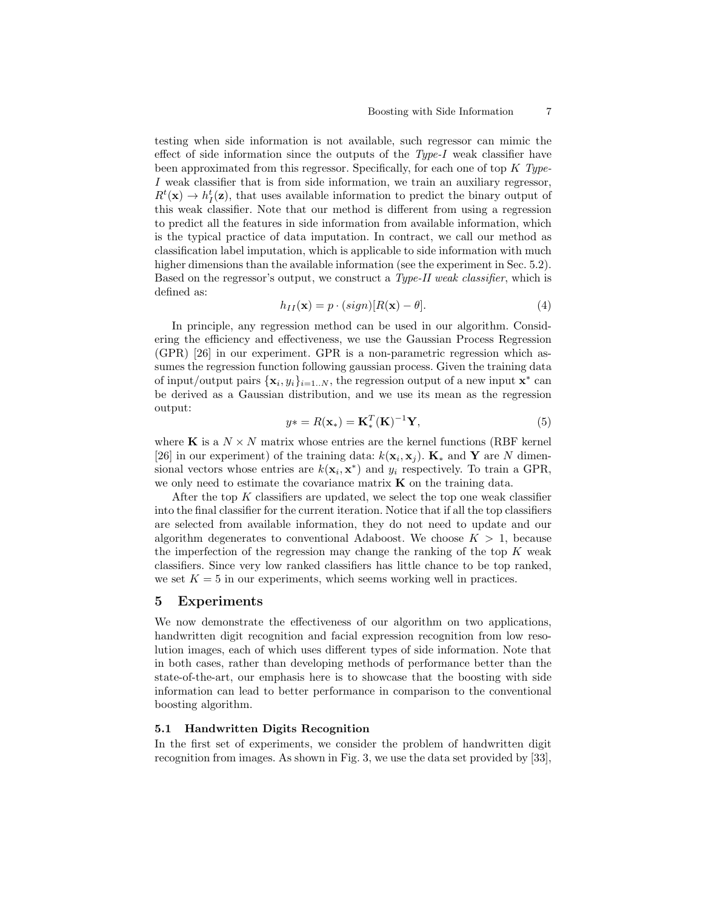testing when side information is not available, such regressor can mimic the effect of side information since the outputs of the *Type-I* weak classifier have been approximated from this regressor. Specifically, for each one of top $K$ *Type-I* weak classifier that is from side information, we train an auxiliary regressor, $R^t(\mathbf{x}) \rightarrow h_I^t(\mathbf{z})$, that uses available information to predict the binary output of this weak classifier. Note that our method is different from using a regression to predict all the features in side information from available information, which is the typical practice of data imputation. In contract, we call our method as classification label imputation, which is applicable to side information with much higher dimensions than the available information (see the experiment in Sec. 5.2). Based on the regressor's output, we construct a *Type-II weak classifier*, which is defined as:

$$h_{II}(\mathbf{x}) = p \cdot (sign)[R(\mathbf{x}) - \theta]. \tag{4}$$

In principle, any regression method can be used in our algorithm. Considering the efficiency and effectiveness, we use the Gaussian Process Regression (GPR) [26] in our experiment. GPR is a non-parametric regression which assumes the regression function following gaussian process. Given the training data of input/output pairs $\{\mathbf{x}_i, y_i\}_{i=1..N}$, the regression output of a new input $\mathbf{x}^*$ can be derived as a Gaussian distribution, and we use its mean as the regression output:

$$y* = R(\mathbf{x}_*) = \mathbf{K}_*^T(\mathbf{K})^{-1}\mathbf{Y}, \tag{5}$$

where $\mathbf{K}$ is a $N \times N$ matrix whose entries are the kernel functions (RBF kernel [26] in our experiment) of the training data: $k(\mathbf{x}_i, \mathbf{x}_j)$. $\mathbf{K}_*$ and $\mathbf{Y}$ are $N$ dimensional vectors whose entries are $k(\mathbf{x}_i, \mathbf{x}^*)$ and $y_i$ respectively. To train a GPR, we only need to estimate the covariance matrix $\mathbf{K}$ on the training data.

After the top $K$ classifiers are updated, we select the top one weak classifier into the final classifier for the current iteration. Notice that if all the top classifiers are selected from available information, they do not need to update and our algorithm degenerates to conventional Adaboost. We choose $K > 1$, because the imperfection of the regression may change the ranking of the top $K$ weak classifiers. Since very low ranked classifiers has little chance to be top ranked, we set $K = 5$ in our experiments, which seems working well in practices.

## 5 Experiments

We now demonstrate the effectiveness of our algorithm on two applications, handwritten digit recognition and facial expression recognition from low resolution images, each of which uses different types of side information. Note that in both cases, rather than developing methods of performance better than the state-of-the-art, our emphasis here is to showcase that the boosting with side information can lead to better performance in comparison to the conventional boosting algorithm.

### 5.1 Handwritten Digits Recognition

In the first set of experiments, we consider the problem of handwritten digit recognition from images. As shown in Fig. 3, we use the data set provided by [33],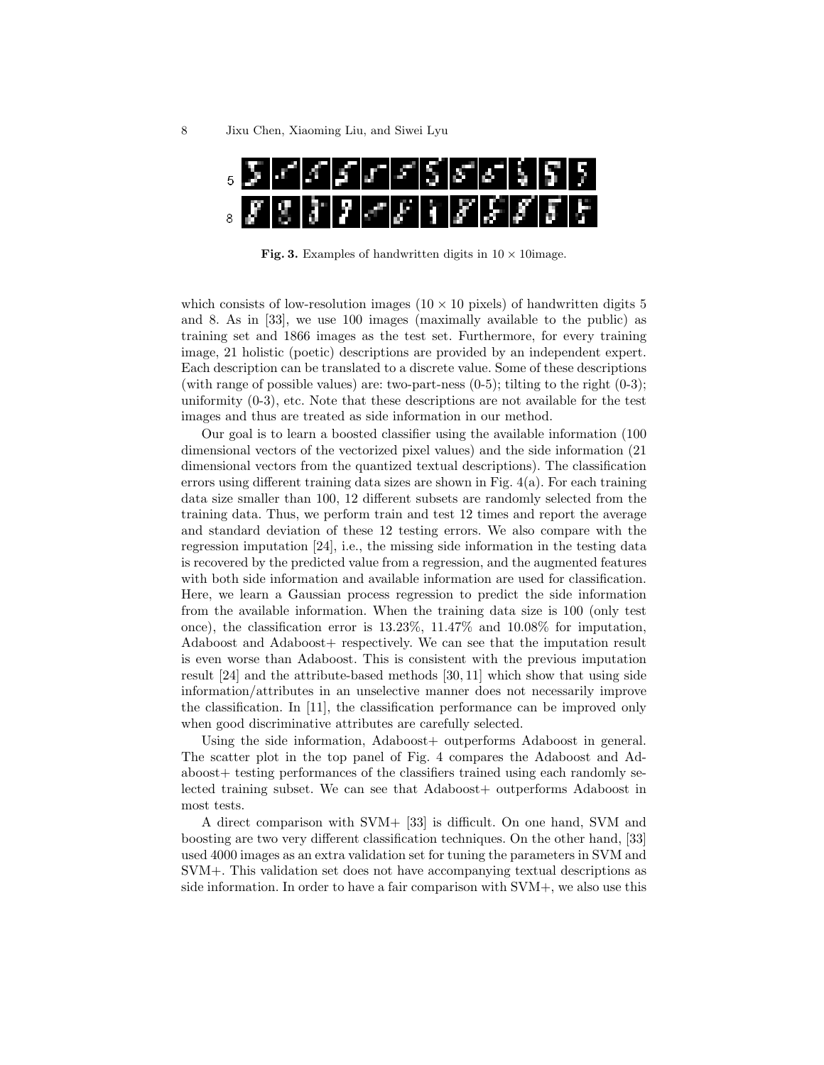**Fig. 3.** Examples of handwritten digits in $10 \times 10$image.

which consists of low-resolution images ($10 \times 10$ pixels) of handwritten digits 5 and 8. As in [33], we use 100 images (maximally available to the public) as training set and 1866 images as the test set. Furthermore, for every training image, 21 holistic (poetic) descriptions are provided by an independent expert. Each description can be translated to a discrete value. Some of these descriptions (with range of possible values) are: two-part-ness (0-5); tilting to the right (0-3); uniformity (0-3), etc. Note that these descriptions are not available for the test images and thus are treated as side information in our method.

Our goal is to learn a boosted classifier using the available information (100 dimensional vectors of the vectorized pixel values) and the side information (21 dimensional vectors from the quantized textual descriptions). The classification errors using different training data sizes are shown in Fig. 4(a). For each training data size smaller than 100, 12 different subsets are randomly selected from the training data. Thus, we perform train and test 12 times and report the average and standard deviation of these 12 testing errors. We also compare with the regression imputation [24], i.e., the missing side information in the testing data is recovered by the predicted value from a regression, and the augmented features with both side information and available information are used for classification. Here, we learn a Gaussian process regression to predict the side information from the available information. When the training data size is 100 (only test once), the classification error is 13.23%, 11.47% and 10.08% for imputation, Adaboost and Adaboost+ respectively. We can see that the imputation result is even worse than Adaboost. This is consistent with the previous imputation result [24] and the attribute-based methods [30, 11] which show that using side information/attributes in an unselective manner does not necessarily improve the classification. In [11], the classification performance can be improved only when good discriminative attributes are carefully selected.

Using the side information, Adaboost+ outperforms Adaboost in general. The scatter plot in the top panel of Fig. 4 compares the Adaboost and Adaboost+ testing performances of the classifiers trained using each randomly selected training subset. We can see that Adaboost+ outperforms Adaboost in most tests.

A direct comparison with SVM+ [33] is difficult. On one hand, SVM and boosting are two very different classification techniques. On the other hand, [33] used 4000 images as an extra validation set for tuning the parameters in SVM and SVM+. This validation set does not have accompanying textual descriptions as side information. In order to have a fair comparison with SVM+, we also use this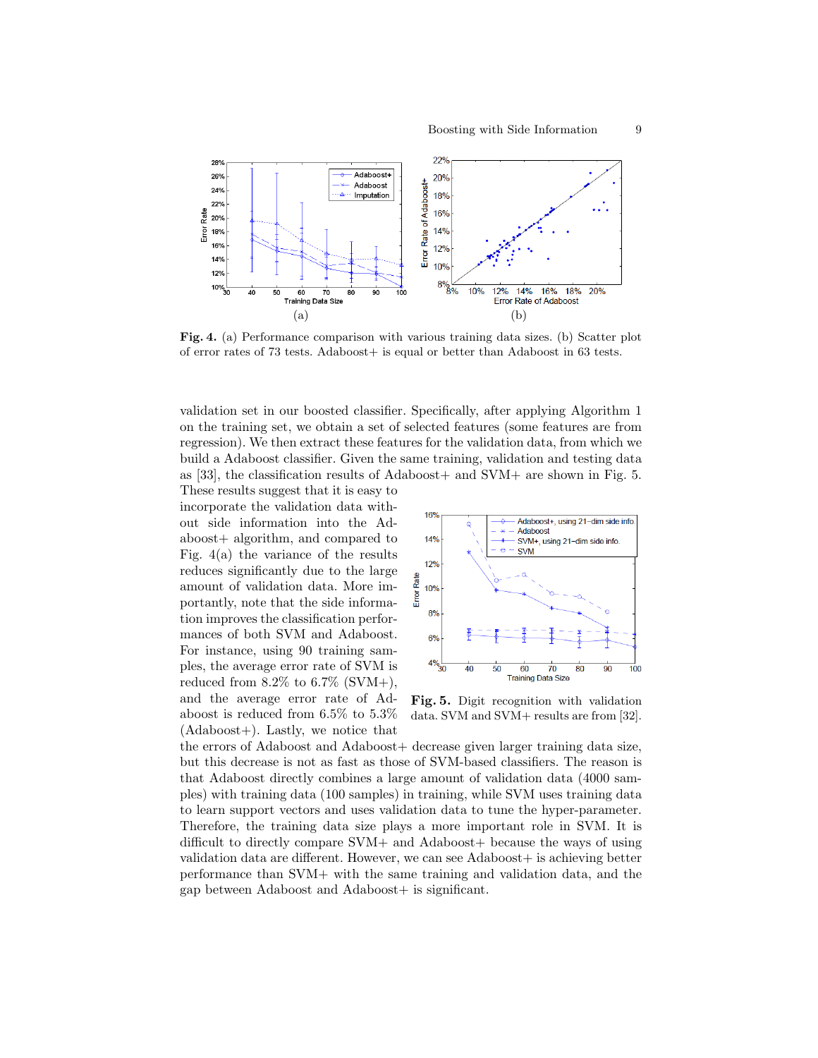**Fig. 4.** (a) Performance comparison with various training data sizes. (b) Scatter plot of error rates of 73 tests. Adaboost+ is equal or better than Adaboost in 63 tests.

validation set in our boosted classifier. Specifically, after applying Algorithm 1 on the training set, we obtain a set of selected features (some features are from regression). We then extract these features for the validation data, from which we build a Adaboost classifier. Given the same training, validation and testing data as [33], the classification results of Adaboost+ and SVM+ are shown in Fig. 5. These results suggest that it is easy to incorporate the validation data without side information into the Adaboost+ algorithm, and compared to Fig. 4(a) the variance of the results reduces significantly due to the large amount of validation data. More importantly, note that the side information improves the classification performances of both SVM and Adaboost. For instance, using 90 training samples, the average error rate of SVM is reduced from 8.2% to 6.7% (SVM+), and the average error rate of Adaboost is reduced from 6.5% to 5.3% (Adaboost+). Lastly, we notice that the errors of Adaboost and Adaboost+ decrease given larger training data size, but this decrease is not as fast as those of SVM-based classifiers. The reason is that Adaboost directly combines a large amount of validation data (4000 samples) with training data (100 samples) in training, while SVM uses training data to learn support vectors and uses validation data to tune the hyper-parameter. Therefore, the training data size plays a more important role in SVM. It is difficult to directly compare SVM+ and Adaboost+ because the ways of using validation data are different. However, we can see Adaboost+ is achieving better performance than SVM+ with the same training and validation data, and the gap between Adaboost and Adaboost+ is significant.

**Fig. 5.** Digit recognition with validation data. SVM and SVM+ results are from [32].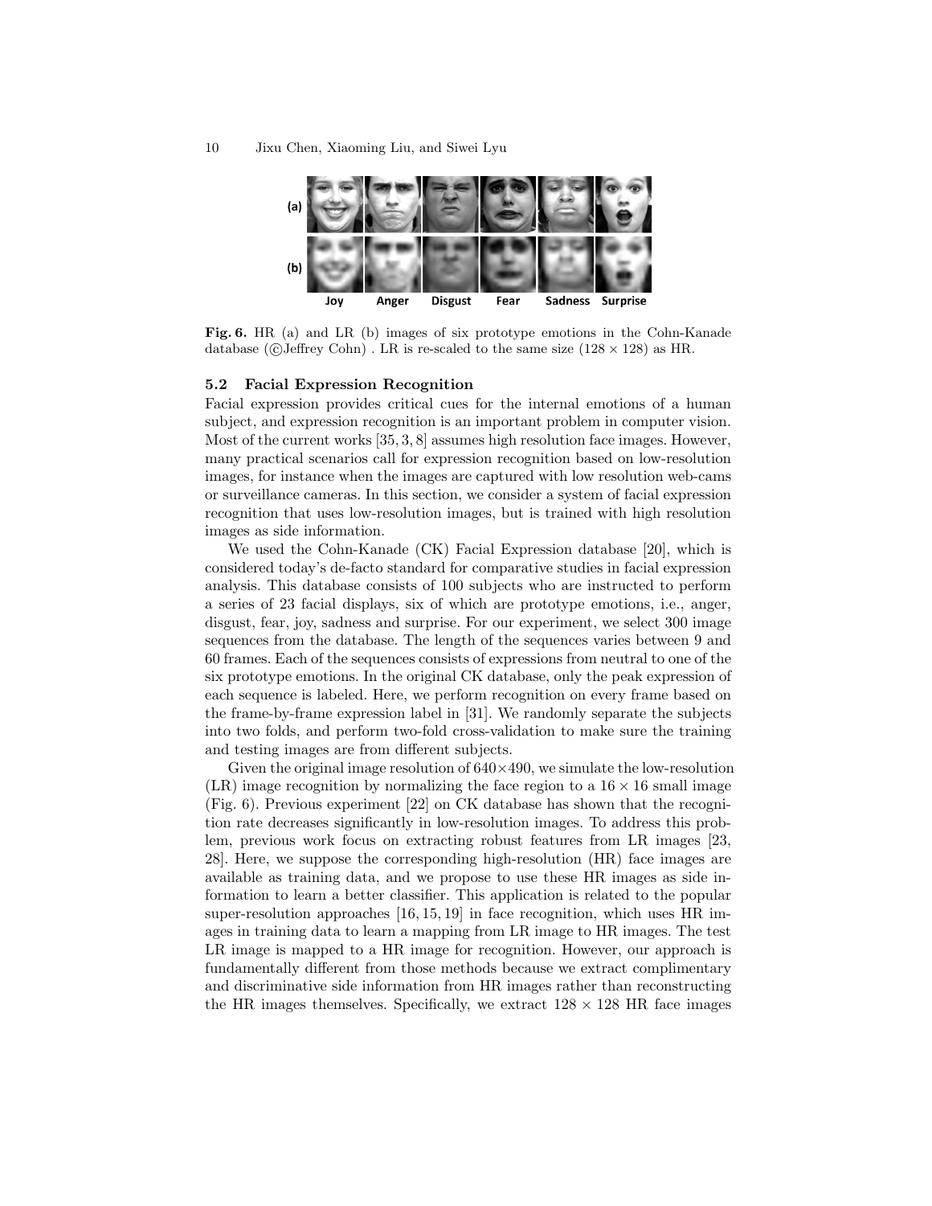**Fig. 6.** HR (a) and LR (b) images of six prototype emotions in the Cohn-Kanade database (©Jeffrey Cohn) . LR is re-scaled to the same size ($128 \times 128$) as HR.

### 5.2 Facial Expression Recognition

Facial expression provides critical cues for the internal emotions of a human subject, and expression recognition is an important problem in computer vision. Most of the current works [35, 3, 8] assumes high resolution face images. However, many practical scenarios call for expression recognition based on low-resolution images, for instance when the images are captured with low resolution web-cams or surveillance cameras. In this section, we consider a system of facial expression recognition that uses low-resolution images, but is trained with high resolution images as side information.

We used the Cohn-Kanade (CK) Facial Expression database [20], which is considered today's de-facto standard for comparative studies in facial expression analysis. This database consists of 100 subjects who are instructed to perform a series of 23 facial displays, six of which are prototype emotions, i.e., anger, disgust, fear, joy, sadness and surprise. For our experiment, we select 300 image sequences from the database. The length of the sequences varies between 9 and 60 frames. Each of the sequences consists of expressions from neutral to one of the six prototype emotions. In the original CK database, only the peak expression of each sequence is labeled. Here, we perform recognition on every frame based on the frame-by-frame expression label in [31]. We randomly separate the subjects into two folds, and perform two-fold cross-validation to make sure the training and testing images are from different subjects.

Given the original image resolution of $640 \times 490$, we simulate the low-resolution (LR) image recognition by normalizing the face region to a $16 \times 16$ small image (Fig. 6). Previous experiment [22] on CK database has shown that the recognition rate decreases significantly in low-resolution images. To address this problem, previous work focus on extracting robust features from LR images [23, 28]. Here, we suppose the corresponding high-resolution (HR) face images are available as training data, and we propose to use these HR images as side information to learn a better classifier. This application is related to the popular super-resolution approaches [16, 15, 19] in face recognition, which uses HR images in training data to learn a mapping from LR image to HR images. The test LR image is mapped to a HR image for recognition. However, our approach is fundamentally different from those methods because we extract complimentary and discriminative side information from HR images rather than reconstructing the HR images themselves. Specifically, we extract $128 \times 128$ HR face images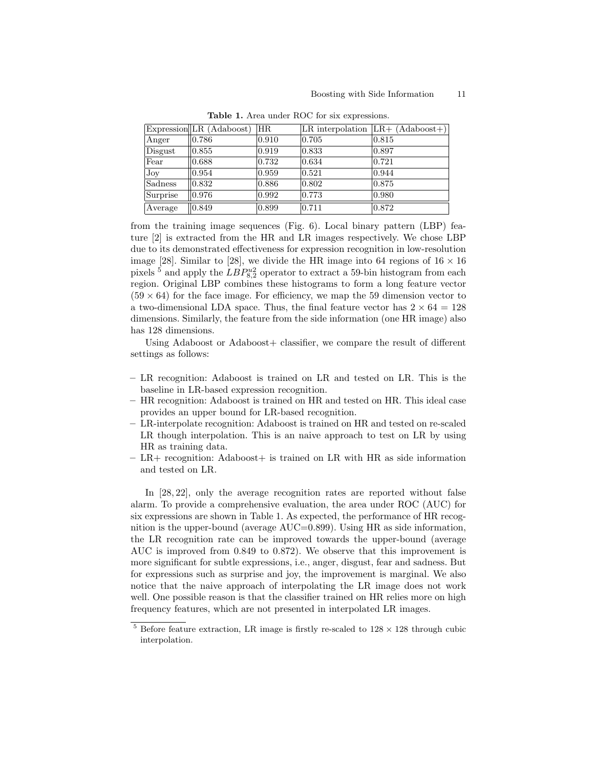**Table 1.** Area under ROC for six expressions.

| Expression | LR (Adaboost) | HR | LR interpolation | LR+ (Adaboost+) |
|---|---|---|---|---|
| Anger | 0.786 | 0.910 | 0.705 | 0.815 |
| Disgust | 0.855 | 0.919 | 0.833 | 0.897 |
| Fear | 0.688 | 0.732 | 0.634 | 0.721 |
| Joy | 0.954 | 0.959 | 0.521 | 0.944 |
| Sadness | 0.832 | 0.886 | 0.802 | 0.875 |
| Surprise | 0.976 | 0.992 | 0.773 | 0.980 |
| Average | 0.849 | 0.899 | 0.711 | 0.872 |

from the training image sequences (Fig. 6). Local binary pattern (LBP) feature [2] is extracted from the HR and LR images respectively. We chose LBP due to its demonstrated effectiveness for expression recognition in low-resolution image [28]. Similar to [28], we divide the HR image into 64 regions of $16 \times 16$ pixels [5] and apply the $LBP^{u2}_{8,2}$ operator to extract a 59-bin histogram from each region. Original LBP combines these histograms to form a long feature vector ($59 \times 64$) for the face image. For efficiency, we map the 59 dimension vector to a two-dimensional LDA space. Thus, the final feature vector has $2 \times 64 = 128$ dimensions. Similarly, the feature from the side information (one HR image) also has 128 dimensions.

Using Adaboost or Adaboost+ classifier, we compare the result of different settings as follows:

- LR recognition: Adaboost is trained on LR and tested on LR. This is the baseline in LR-based expression recognition.
- HR recognition: Adaboost is trained on HR and tested on HR. This ideal case provides an upper bound for LR-based recognition.
- LR-interpolate recognition: Adaboost is trained on HR and tested on re-scaled LR though interpolation. This is an naive approach to test on LR by using HR as training data.
- LR+ recognition: Adaboost+ is trained on LR with HR as side information and tested on LR.

In [28, 22], only the average recognition rates are reported without false alarm. To provide a comprehensive evaluation, the area under ROC (AUC) for six expressions are shown in Table 1. As expected, the performance of HR recognition is the upper-bound (average AUC=0.899). Using HR as side information, the LR recognition rate can be improved towards the upper-bound (average AUC is improved from 0.849 to 0.872). We observe that this improvement is more significant for subtle expressions, i.e., anger, disgust, fear and sadness. But for expressions such as surprise and joy, the improvement is marginal. We also notice that the naive approach of interpolating the LR image does not work well. One possible reason is that the classifier trained on HR relies more on high frequency features, which are not presented in interpolated LR images.

[5] Before feature extraction, LR image is firstly re-scaled to $128 \times 128$ through cubic interpolation.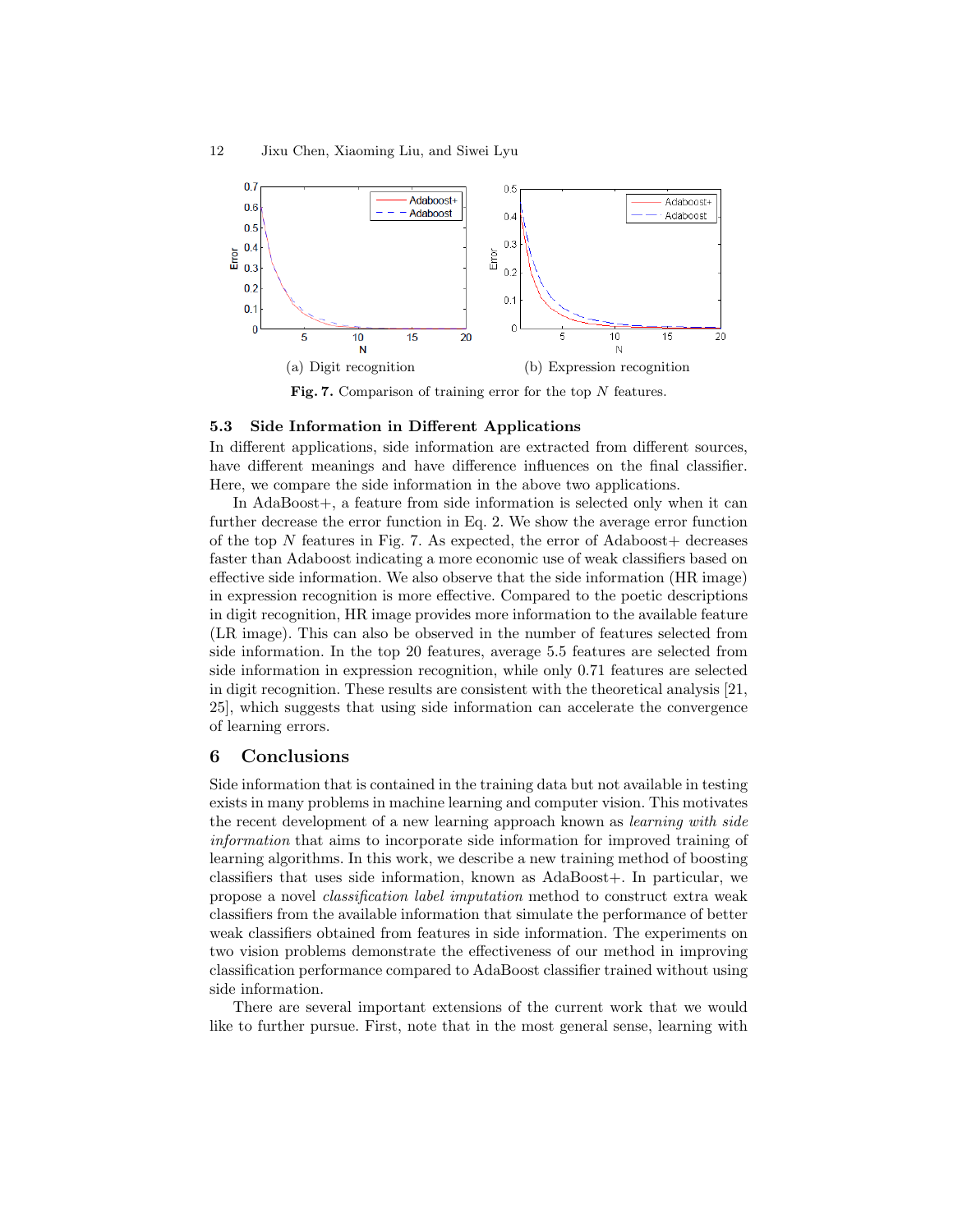(a) Digit recognition

(b) Expression recognition

**Fig. 7.** Comparison of training error for the top $N$ features.

### 5.3 Side Information in Different Applications

In different applications, side information are extracted from different sources, have different meanings and have difference influences on the final classifier. Here, we compare the side information in the above two applications.

In AdaBoost+, a feature from side information is selected only when it can further decrease the error function in Eq. 2. We show the average error function of the top $N$ features in Fig. 7. As expected, the error of Adaboost+ decreases faster than Adaboost indicating a more economic use of weak classifiers based on effective side information. We also observe that the side information (HR image) in expression recognition is more effective. Compared to the poetic descriptions in digit recognition, HR image provides more information to the available feature (LR image). This can also be observed in the number of features selected from side information. In the top 20 features, average 5.5 features are selected from side information in expression recognition, while only 0.71 features are selected in digit recognition. These results are consistent with the theoretical analysis [21, 25], which suggests that using side information can accelerate the convergence of learning errors.

## 6 Conclusions

Side information that is contained in the training data but not available in testing exists in many problems in machine learning and computer vision. This motivates the recent development of a new learning approach known as *learning with side information* that aims to incorporate side information for improved training of learning algorithms. In this work, we describe a new training method of boosting classifiers that uses side information, known as AdaBoost+. In particular, we propose a novel *classification label imputation* method to construct extra weak classifiers from the available information that simulate the performance of better weak classifiers obtained from features in side information. The experiments on two vision problems demonstrate the effectiveness of our method in improving classification performance compared to AdaBoost classifier trained without using side information.

There are several important extensions of the current work that we would like to further pursue. First, note that in the most general sense, learning with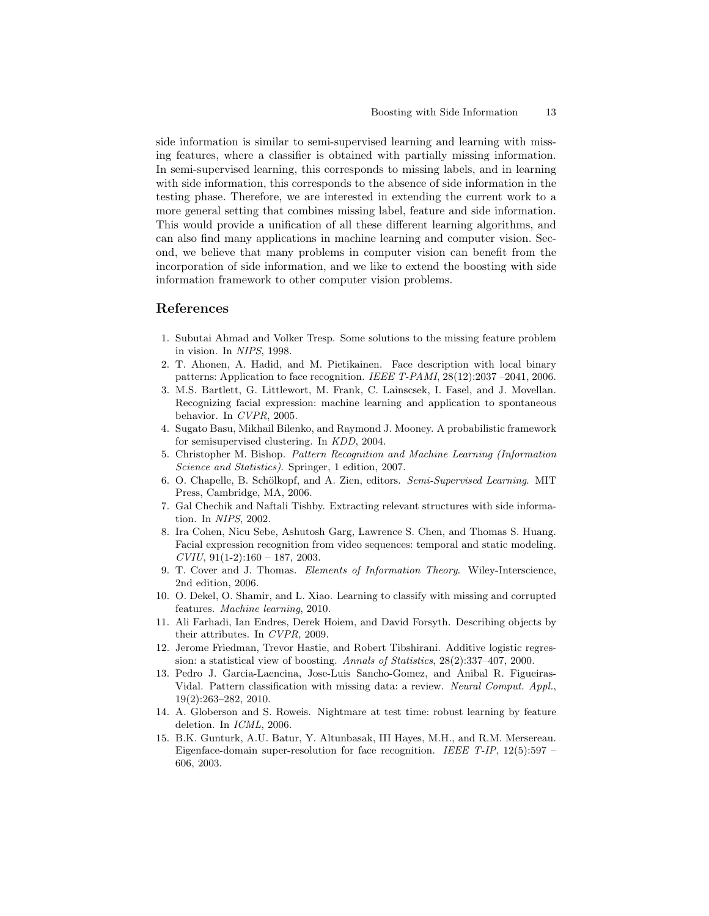side information is similar to semi-supervised learning and learning with missing features, where a classifier is obtained with partially missing information. In semi-supervised learning, this corresponds to missing labels, and in learning with side information, this corresponds to the absence of side information in the testing phase. Therefore, we are interested in extending the current work to a more general setting that combines missing label, feature and side information. This would provide a unification of all these different learning algorithms, and can also find many applications in machine learning and computer vision. Second, we believe that many problems in computer vision can benefit from the incorporation of side information, and we like to extend the boosting with side information framework to other computer vision problems.

## References

1. Subutai Ahmad and Volker Tresp. Some solutions to the missing feature problem in vision. In *NIPS*, 1998.
2. T. Ahonen, A. Hadid, and M. Pietikainen. Face description with local binary patterns: Application to face recognition. *IEEE T-PAMI*, 28(12):2037 –2041, 2006.
3. M.S. Bartlett, G. Littlewort, M. Frank, C. Lainscsek, I. Fasel, and J. Movellan. Recognizing facial expression: machine learning and application to spontaneous behavior. In *CVPR*, 2005.
4. Sugato Basu, Mikhail Bilenko, and Raymond J. Mooney. A probabilistic framework for semisupervised clustering. In *KDD*, 2004.
5. Christopher M. Bishop. *Pattern Recognition and Machine Learning (Information Science and Statistics)*. Springer, 1 edition, 2007.
6. O. Chapelle, B. Schölkopf, and A. Zien, editors. *Semi-Supervised Learning*. MIT Press, Cambridge, MA, 2006.
7. Gal Chechik and Naftali Tishby. Extracting relevant structures with side information. In *NIPS*, 2002.
8. Ira Cohen, Nicu Sebe, Ashutosh Garg, Lawrence S. Chen, and Thomas S. Huang. Facial expression recognition from video sequences: temporal and static modeling. *CVIU*, 91(1-2):160 – 187, 2003.
9. T. Cover and J. Thomas. *Elements of Information Theory*. Wiley-Interscience, 2nd edition, 2006.
10. O. Dekel, O. Shamir, and L. Xiao. Learning to classify with missing and corrupted features. *Machine learning*, 2010.
11. Ali Farhadi, Ian Endres, Derek Hoiem, and David Forsyth. Describing objects by their attributes. In *CVPR*, 2009.
12. Jerome Friedman, Trevor Hastie, and Robert Tibshirani. Additive logistic regression: a statistical view of boosting. *Annals of Statistics*, 28(2):337–407, 2000.
13. Pedro J. Garcia-Laencina, Jose-Luis Sancho-Gomez, and Anibal R. Figueiras-Vidal. Pattern classification with missing data: a review. *Neural Comput. Appl.*, 19(2):263–282, 2010.
14. A. Globerson and S. Roweis. Nightmare at test time: robust learning by feature deletion. In *ICML*, 2006.
15. B.K. Gunturk, A.U. Batur, Y. Altunbasak, III Hayes, M.H., and R.M. Mersereau. Eigenface-domain super-resolution for face recognition. *IEEE T-IP*, 12(5):597 – 606, 2003.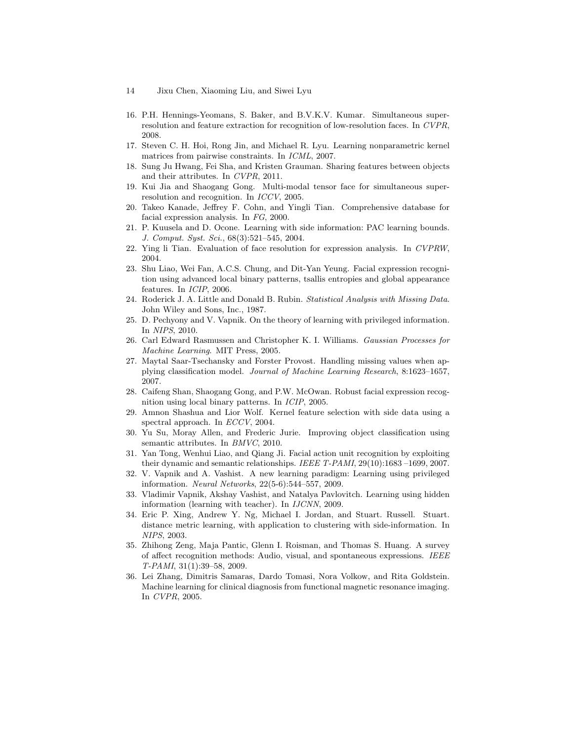16. P.H. Hennings-Yeomans, S. Baker, and B.V.K.V. Kumar. Simultaneous super-resolution and feature extraction for recognition of low-resolution faces. In *CVPR*, 2008.
17. Steven C. H. Hoi, Rong Jin, and Michael R. Lyu. Learning nonparametric kernel matrices from pairwise constraints. In *ICML*, 2007.
18. Sung Ju Hwang, Fei Sha, and Kristen Grauman. Sharing features between objects and their attributes. In *CVPR*, 2011.
19. Kui Jia and Shaogang Gong. Multi-modal tensor face for simultaneous super-resolution and recognition. In *ICCV*, 2005.
20. Takeo Kanade, Jeffrey F. Cohn, and Yingli Tian. Comprehensive database for facial expression analysis. In *FG*, 2000.
21. P. Kuusela and D. Ocone. Learning with side information: PAC learning bounds. *J. Comput. Syst. Sci.*, 68(3):521–545, 2004.
22. Ying li Tian. Evaluation of face resolution for expression analysis. In *CVPRW*, 2004.
23. Shu Liao, Wei Fan, A.C.S. Chung, and Dit-Yan Yeung. Facial expression recognition using advanced local binary patterns, tsallis entropies and global appearance features. In *ICIP*, 2006.
24. Roderick J. A. Little and Donald B. Rubin. *Statistical Analysis with Missing Data*. John Wiley and Sons, Inc., 1987.
25. D. Pechyony and V. Vapnik. On the theory of learning with privileged information. In *NIPS*, 2010.
26. Carl Edward Rasmussen and Christopher K. I. Williams. *Gaussian Processes for Machine Learning*. MIT Press, 2005.
27. Maytal Saar-Tsechansky and Forster Provost. Handling missing values when applying classification model. *Journal of Machine Learning Research*, 8:1623–1657, 2007.
28. Caifeng Shan, Shaogang Gong, and P.W. McOwan. Robust facial expression recognition using local binary patterns. In *ICIP*, 2005.
29. Amnon Shashua and Lior Wolf. Kernel feature selection with side data using a spectral approach. In *ECCV*, 2004.
30. Yu Su, Moray Allen, and Frederic Jurie. Improving object classification using semantic attributes. In *BMVC*, 2010.
31. Yan Tong, Wenhui Liao, and Qiang Ji. Facial action unit recognition by exploiting their dynamic and semantic relationships. *IEEE T-PAMI*, 29(10):1683 –1699, 2007.
32. V. Vapnik and A. Vashist. A new learning paradigm: Learning using privileged information. *Neural Networks*, 22(5-6):544–557, 2009.
33. Vladimir Vapnik, Akshay Vashist, and Natalya Pavlovitch. Learning using hidden information (learning with teacher). In *IJCNN*, 2009.
34. Eric P. Xing, Andrew Y. Ng, Michael I. Jordan, and Stuart. Russell. Stuart. distance metric learning, with application to clustering with side-information. In *NIPS*, 2003.
35. Zhihong Zeng, Maja Pantic, Glenn I. Roisman, and Thomas S. Huang. A survey of affect recognition methods: Audio, visual, and spontaneous expressions. *IEEE T-PAMI*, 31(1):39–58, 2009.
36. Lei Zhang, Dimitris Samaras, Dardo Tomasi, Nora Volkow, and Rita Goldstein. Machine learning for clinical diagnosis from functional magnetic resonance imaging. In *CVPR*, 2005.